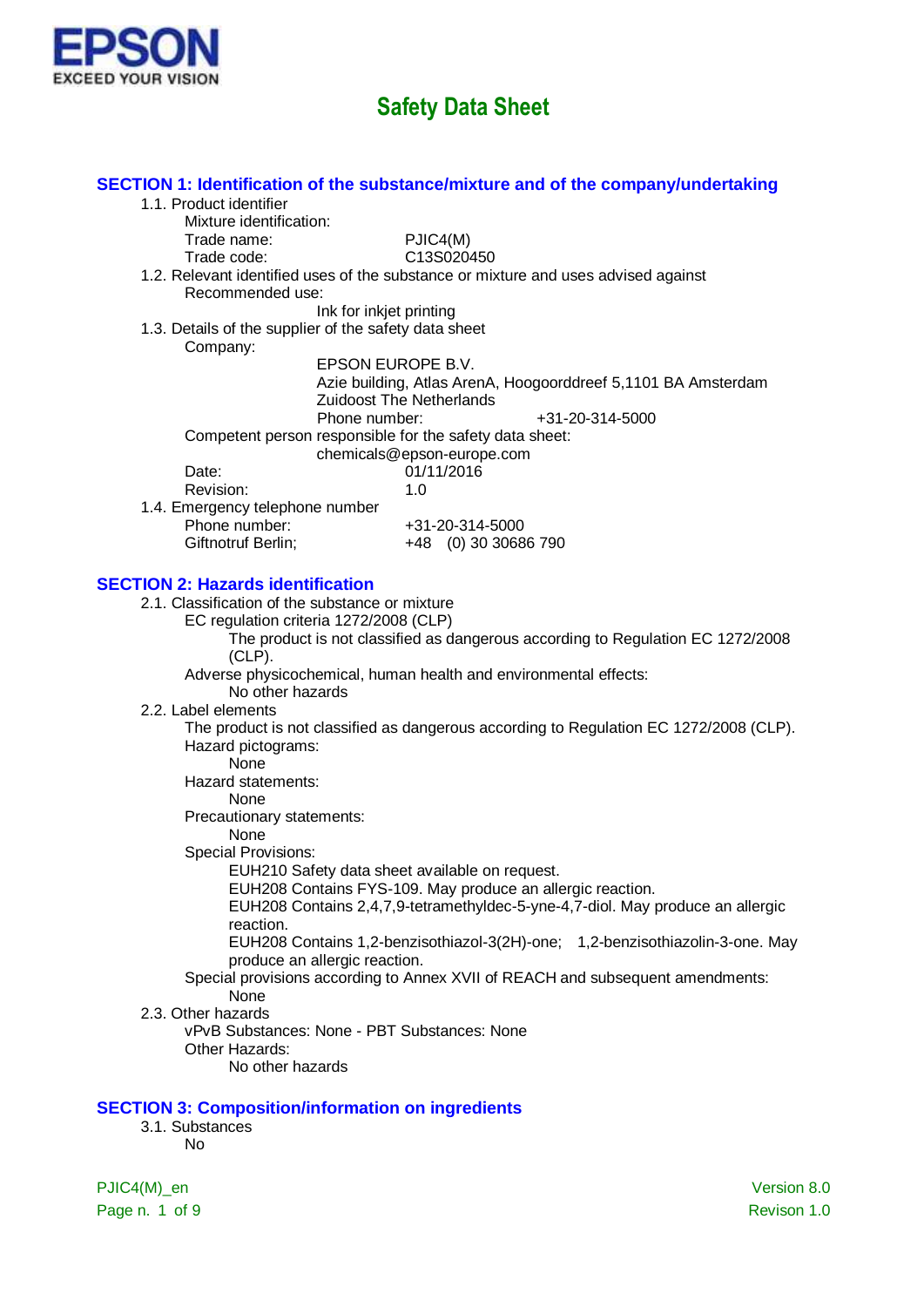EPSON
EXCEED YOUR VISION

# Safety Data Sheet

## SECTION 1: Identification of the substance/mixture and of the company/undertaking

1.1. Product identifier
Mixture identification:
Trade name: PJIC4(M)
Trade code: C13S020450

1.2. Relevant identified uses of the substance or mixture and uses advised against
Recommended use:
Ink for inkjet printing

1.3. Details of the supplier of the safety data sheet
Company:
EPSON EUROPE B.V.
Azie building, Atlas ArenA, Hoogoorddreef 5,1101 BA Amsterdam Zuidoost The Netherlands
Phone number: +31-20-314-5000
Competent person responsible for the safety data sheet:
chemicals@epson-europe.com
Date: 01/11/2016
Revision: 1.0

1.4. Emergency telephone number
Phone number: +31-20-314-5000
Giftnotruf Berlin; +48 (0) 30 30686 790

## SECTION 2: Hazards identification

2.1. Classification of the substance or mixture
EC regulation criteria 1272/2008 (CLP)
The product is not classified as dangerous according to Regulation EC 1272/2008 (CLP).
Adverse physicochemical, human health and environmental effects:
No other hazards

2.2. Label elements
The product is not classified as dangerous according to Regulation EC 1272/2008 (CLP).
Hazard pictograms:
None
Hazard statements:
None
Precautionary statements:
None
Special Provisions:
EUH210 Safety data sheet available on request.
EUH208 Contains FYS-109. May produce an allergic reaction.
EUH208 Contains 2,4,7,9-tetramethyldec-5-yne-4,7-diol. May produce an allergic reaction.
EUH208 Contains 1,2-benzisothiazol-3(2H)-one; 1,2-benzisothiazolin-3-one. May produce an allergic reaction.
Special provisions according to Annex XVII of REACH and subsequent amendments:
None

2.3. Other hazards
vPvB Substances: None - PBT Substances: None
Other Hazards:
No other hazards

## SECTION 3: Composition/information on ingredients

3.1. Substances
No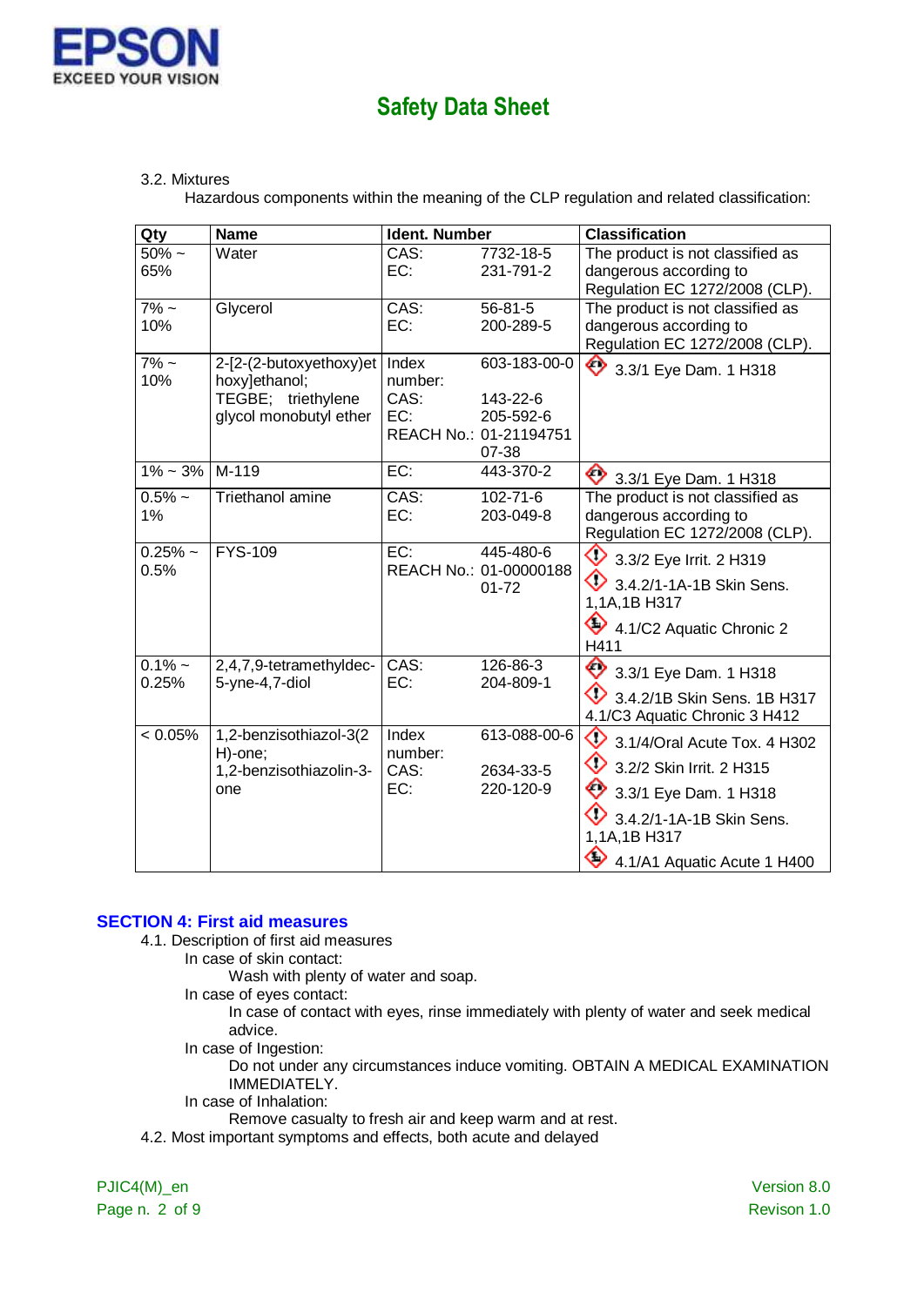3.2. Mixtures

Hazardous components within the meaning of the CLP regulation and related classification:

| Qty | Name | Ident. Number | | Classification |
|---|---|---|---|---|
| 50% ~ 65% | Water | CAS:<br>EC: | 7732-18-5<br>231-791-2 | The product is not classified as dangerous according to Regulation EC 1272/2008 (CLP). |
| 7% ~ 10% | Glycerol | CAS:<br>EC: | 56-81-5<br>200-289-5 | The product is not classified as dangerous according to Regulation EC 1272/2008 (CLP). |
| 7% ~ 10% | 2-[2-(2-butoxyethoxy)ethoxy]ethanol; TEGBE; triethylene glycol monobutyl ether | Index number:<br>CAS:<br>EC:<br>REACH No.: | 603-183-00-0<br>143-22-6<br>205-592-6<br>01-2119475107-38 | 3.3/1 Eye Dam. 1 H318 |
| 1% ~ 3% | M-119 | EC: | 443-370-2 | 3.3/1 Eye Dam. 1 H318 |
| 0.5% ~ 1% | Triethanol amine | CAS:<br>EC: | 102-71-6<br>203-049-8 | The product is not classified as dangerous according to Regulation EC 1272/2008 (CLP). |
| 0.25% ~ 0.5% | FYS-109 | EC:<br>REACH No.: | 445-480-6<br>01-0000018801-72 | 3.3/2 Eye Irrit. 2 H319<br>3.4.2/1-1A-1B Skin Sens. 1,1A,1B H317<br>4.1/C2 Aquatic Chronic 2 H411 |
| 0.1% ~ 0.25% | 2,4,7,9-tetramethyldec-5-yne-4,7-diol | CAS:<br>EC: | 126-86-3<br>204-809-1 | 3.3/1 Eye Dam. 1 H318<br>3.4.2/1B Skin Sens. 1B H317<br>4.1/C3 Aquatic Chronic 3 H412 |
| < 0.05% | 1,2-benzisothiazol-3(2H)-one; 1,2-benzisothiazolin-3-one | Index number:<br>CAS:<br>EC: | 613-088-00-6<br>2634-33-5<br>220-120-9 | 3.1/4/Oral Acute Tox. 4 H302<br>3.2/2 Skin Irrit. 2 H315<br>3.3/1 Eye Dam. 1 H318<br>3.4.2/1-1A-1B Skin Sens. 1,1A,1B H317<br>4.1/A1 Aquatic Acute 1 H400 |

## SECTION 4: First aid measures

4.1. Description of first aid measures

In case of skin contact:

Wash with plenty of water and soap.

In case of eyes contact:

In case of contact with eyes, rinse immediately with plenty of water and seek medical advice.

In case of Ingestion:

Do not under any circumstances induce vomiting. OBTAIN A MEDICAL EXAMINATION IMMEDIATELY.

In case of Inhalation:

Remove casualty to fresh air and keep warm and at rest.

4.2. Most important symptoms and effects, both acute and delayed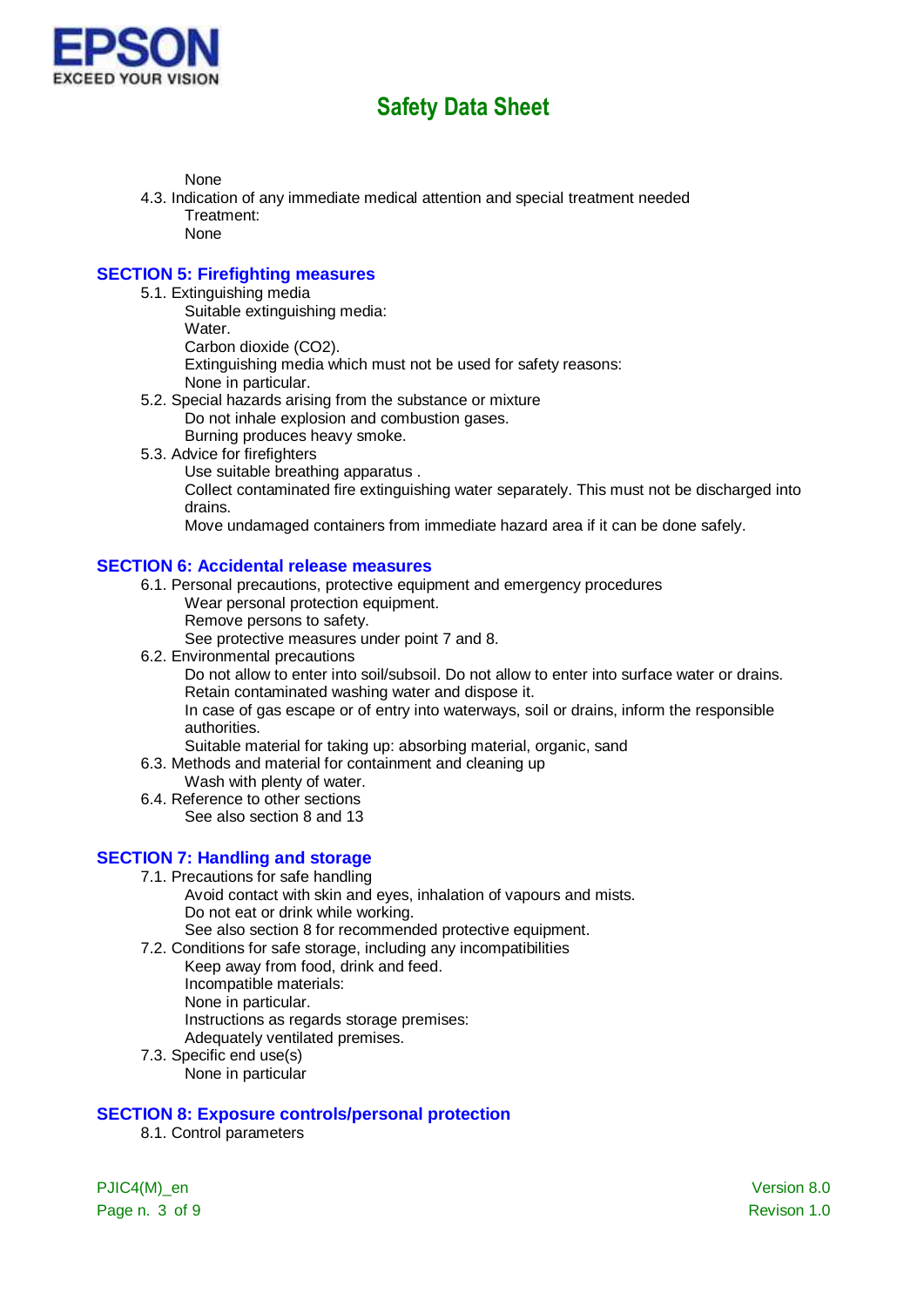None

4.3. Indication of any immediate medical attention and special treatment needed

Treatment:

None

## SECTION 5: Firefighting measures

5.1. Extinguishing media

Suitable extinguishing media:

Water.

Carbon dioxide ($CO_2$).

Extinguishing media which must not be used for safety reasons:

None in particular.

5.2. Special hazards arising from the substance or mixture

Do not inhale explosion and combustion gases.

Burning produces heavy smoke.

5.3. Advice for firefighters

Use suitable breathing apparatus .

Collect contaminated fire extinguishing water separately. This must not be discharged into drains.

Move undamaged containers from immediate hazard area if it can be done safely.

## SECTION 6: Accidental release measures

6.1. Personal precautions, protective equipment and emergency procedures

Wear personal protection equipment.

Remove persons to safety.

See protective measures under point 7 and 8.

6.2. Environmental precautions

Do not allow to enter into soil/subsoil. Do not allow to enter into surface water or drains.

Retain contaminated washing water and dispose it.

In case of gas escape or of entry into waterways, soil or drains, inform the responsible authorities.

Suitable material for taking up: absorbing material, organic, sand

6.3. Methods and material for containment and cleaning up

Wash with plenty of water.

6.4. Reference to other sections

See also section 8 and 13

## SECTION 7: Handling and storage

7.1. Precautions for safe handling

Avoid contact with skin and eyes, inhalation of vapours and mists.

Do not eat or drink while working.

See also section 8 for recommended protective equipment.

7.2. Conditions for safe storage, including any incompatibilities

Keep away from food, drink and feed.

Incompatible materials:

None in particular.

Instructions as regards storage premises:

Adequately ventilated premises.

7.3. Specific end use(s)

None in particular

## SECTION 8: Exposure controls/personal protection

8.1. Control parameters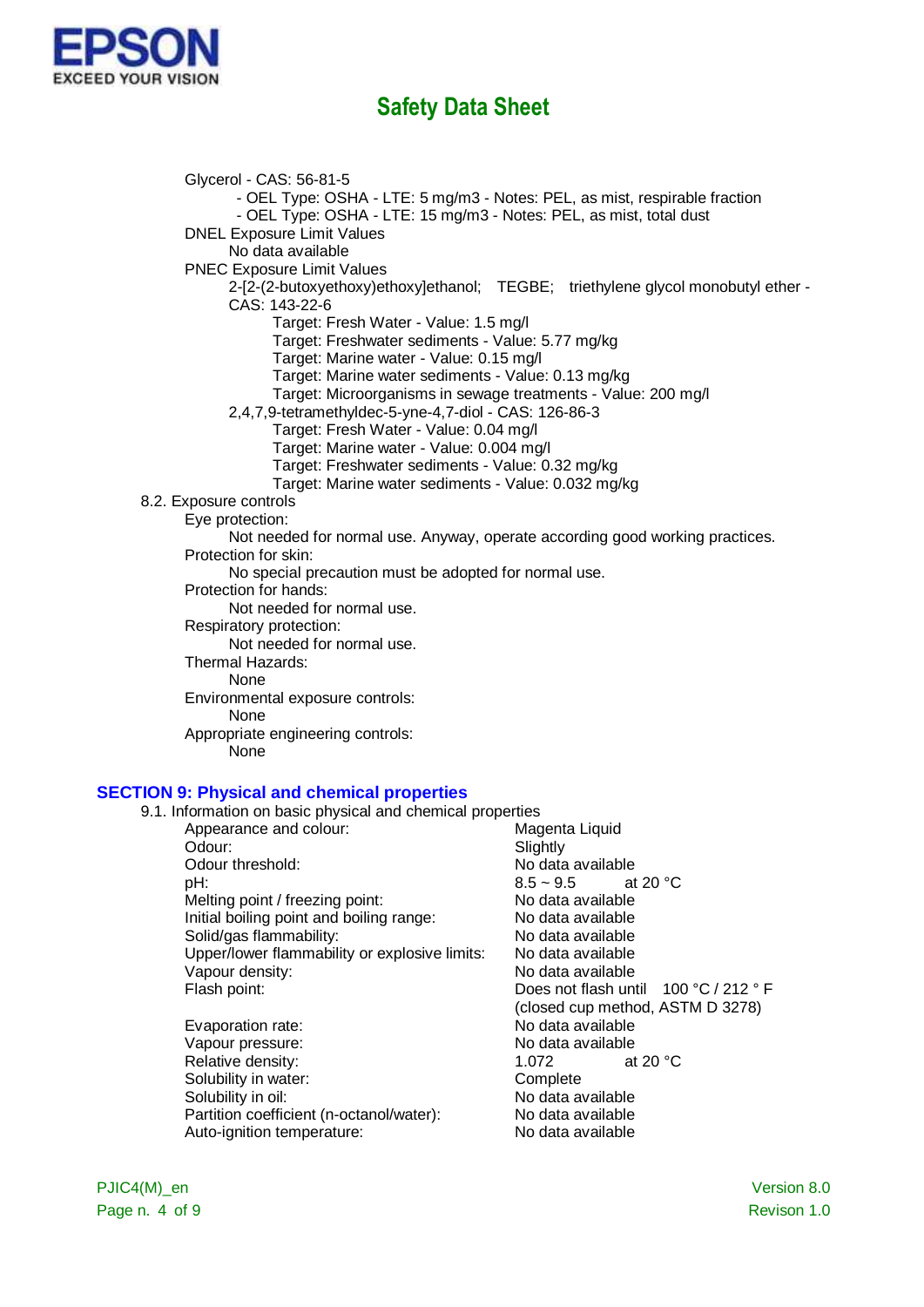Glycerol - CAS: 56-81-5

- OEL Type: OSHA - LTE: 5 mg/m3 - Notes: PEL, as mist, respirable fraction
- OEL Type: OSHA - LTE: 15 mg/m3 - Notes: PEL, as mist, total dust

DNEL Exposure Limit Values

No data available

PNEC Exposure Limit Values

2-[2-(2-butoxyethoxy)ethoxy]ethanol; TEGBE; triethylene glycol monobutyl ether - CAS: 143-22-6

Target: Fresh Water - Value: 1.5 mg/l
Target: Freshwater sediments - Value: 5.77 mg/kg
Target: Marine water - Value: 0.15 mg/l
Target: Marine water sediments - Value: 0.13 mg/kg
Target: Microorganisms in sewage treatments - Value: 200 mg/l

2,4,7,9-tetramethyldec-5-yne-4,7-diol - CAS: 126-86-3

Target: Fresh Water - Value: 0.04 mg/l
Target: Marine water - Value: 0.004 mg/l
Target: Freshwater sediments - Value: 0.32 mg/kg
Target: Marine water sediments - Value: 0.032 mg/kg

8.2. Exposure controls

Eye protection:
Not needed for normal use. Anyway, operate according good working practices.

Protection for skin:
No special precaution must be adopted for normal use.

Protection for hands:
Not needed for normal use.

Respiratory protection:
Not needed for normal use.

Thermal Hazards:
None

Environmental exposure controls:
None

Appropriate engineering controls:
None

## SECTION 9: Physical and chemical properties

9.1. Information on basic physical and chemical properties

| Property | Value |
|---|---|
| Appearance and colour: | Magenta Liquid |
| Odour: | Slightly |
| Odour threshold: | No data available |
| pH: | 8.5 ~ 9.5 at 20 °C |
| Melting point / freezing point: | No data available |
| Initial boiling point and boiling range: | No data available |
| Solid/gas flammability: | No data available |
| Upper/lower flammability or explosive limits: | No data available |
| Vapour density: | No data available |
| Flash point: | Does not flash until 100 °C / 212 ° F (closed cup method, ASTM D 3278) |
| Evaporation rate: | No data available |
| Vapour pressure: | No data available |
| Relative density: | 1.072 at 20 °C |
| Solubility in water: | Complete |
| Solubility in oil: | No data available |
| Partition coefficient (n-octanol/water): | No data available |
| Auto-ignition temperature: | No data available |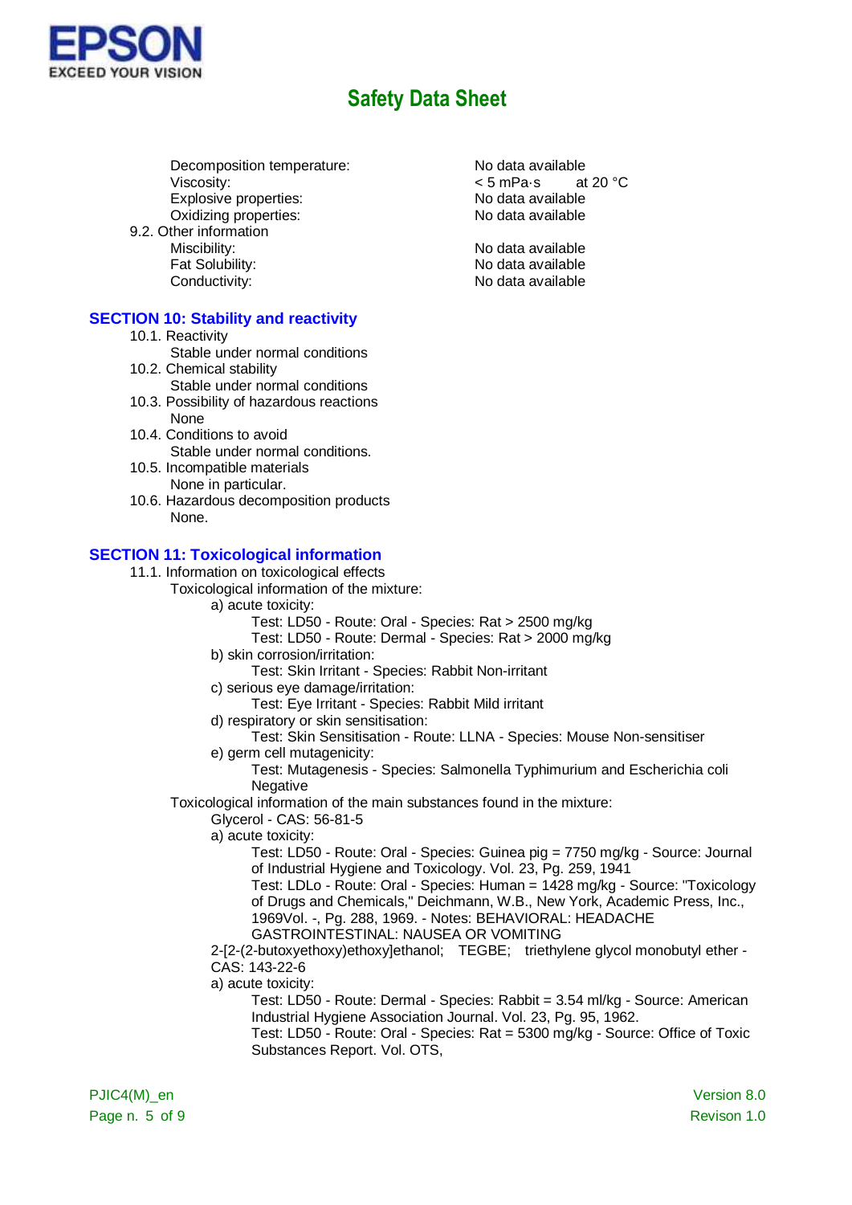Decomposition temperature: No data available
Viscosity: < 5 mPa·s at 20 °C
Explosive properties: No data available
Oxidizing properties: No data available

9.2. Other information

Miscibility: No data available
Fat Solubility: No data available
Conductivity: No data available

## SECTION 10: Stability and reactivity

10.1. Reactivity
Stable under normal conditions

10.2. Chemical stability
Stable under normal conditions

10.3. Possibility of hazardous reactions
None

10.4. Conditions to avoid
Stable under normal conditions.

10.5. Incompatible materials
None in particular.

10.6. Hazardous decomposition products
None.

## SECTION 11: Toxicological information

11.1. Information on toxicological effects

Toxicological information of the mixture:

a) acute toxicity:
Test: LD50 - Route: Oral - Species: Rat > 2500 mg/kg
Test: LD50 - Route: Dermal - Species: Rat > 2000 mg/kg

b) skin corrosion/irritation:
Test: Skin Irritant - Species: Rabbit Non-irritant

c) serious eye damage/irritation:
Test: Eye Irritant - Species: Rabbit Mild irritant

d) respiratory or skin sensitisation:
Test: Skin Sensitisation - Route: LLNA - Species: Mouse Non-sensitiser

e) germ cell mutagenicity:
Test: Mutagenesis - Species: Salmonella Typhimurium and Escherichia coli Negative

Toxicological information of the main substances found in the mixture:

Glycerol - CAS: 56-81-5

a) acute toxicity:
Test: LD50 - Route: Oral - Species: Guinea pig = 7750 mg/kg - Source: Journal of Industrial Hygiene and Toxicology. Vol. 23, Pg. 259, 1941
Test: LDLo - Route: Oral - Species: Human = 1428 mg/kg - Source: "Toxicology of Drugs and Chemicals," Deichmann, W.B., New York, Academic Press, Inc., 1969Vol. -, Pg. 288, 1969. - Notes: BEHAVIORAL: HEADACHE GASTROINTESTINAL: NAUSEA OR VOMITING

2-[2-(2-butoxyethoxy)ethoxy]ethanol; TEGBE; triethylene glycol monobutyl ether - CAS: 143-22-6

a) acute toxicity:
Test: LD50 - Route: Dermal - Species: Rabbit = 3.54 ml/kg - Source: American Industrial Hygiene Association Journal. Vol. 23, Pg. 95, 1962.
Test: LD50 - Route: Oral - Species: Rat = 5300 mg/kg - Source: Office of Toxic Substances Report. Vol. OTS,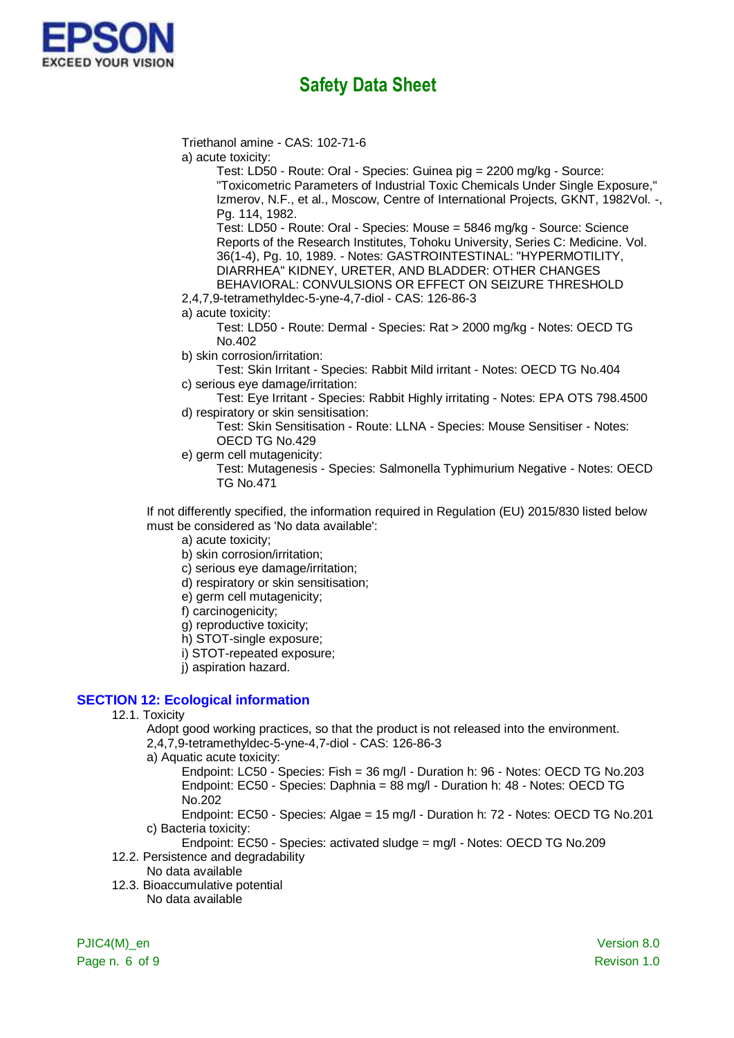Triethanol amine - CAS: 102-71-6

a) acute toxicity:

Test: LD50 - Route: Oral - Species: Guinea pig = 2200 mg/kg - Source: "Toxicometric Parameters of Industrial Toxic Chemicals Under Single Exposure," Izmerov, N.F., et al., Moscow, Centre of International Projects, GKNT, 1982Vol. -, Pg. 114, 1982.

Test: LD50 - Route: Oral - Species: Mouse = 5846 mg/kg - Source: Science Reports of the Research Institutes, Tohoku University, Series C: Medicine. Vol. 36(1-4), Pg. 10, 1989. - Notes: GASTROINTESTINAL: "HYPERMOTILITY, DIARRHEA" KIDNEY, URETER, AND BLADDER: OTHER CHANGES BEHAVIORAL: CONVULSIONS OR EFFECT ON SEIZURE THRESHOLD

2,4,7,9-tetramethyldec-5-yne-4,7-diol - CAS: 126-86-3

a) acute toxicity:

Test: LD50 - Route: Dermal - Species: Rat > 2000 mg/kg - Notes: OECD TG No.402

b) skin corrosion/irritation:

Test: Skin Irritant - Species: Rabbit Mild irritant - Notes: OECD TG No.404

c) serious eye damage/irritation:

Test: Eye Irritant - Species: Rabbit Highly irritating - Notes: EPA OTS 798.4500

d) respiratory or skin sensitisation:

Test: Skin Sensitisation - Route: LLNA - Species: Mouse Sensitiser - Notes: OECD TG No.429

e) germ cell mutagenicity:

Test: Mutagenesis - Species: Salmonella Typhimurium Negative - Notes: OECD TG No.471

If not differently specified, the information required in Regulation (EU) 2015/830 listed below must be considered as 'No data available':

a) acute toxicity;
b) skin corrosion/irritation;
c) serious eye damage/irritation;
d) respiratory or skin sensitisation;
e) germ cell mutagenicity;
f) carcinogenicity;
g) reproductive toxicity;
h) STOT-single exposure;
i) STOT-repeated exposure;
j) aspiration hazard.

## SECTION 12: Ecological information

12.1. Toxicity

Adopt good working practices, so that the product is not released into the environment.

2,4,7,9-tetramethyldec-5-yne-4,7-diol - CAS: 126-86-3

a) Aquatic acute toxicity:

Endpoint: LC50 - Species: Fish = 36 mg/l - Duration h: 96 - Notes: OECD TG No.203

Endpoint: EC50 - Species: Daphnia = 88 mg/l - Duration h: 48 - Notes: OECD TG No.202

Endpoint: EC50 - Species: Algae = 15 mg/l - Duration h: 72 - Notes: OECD TG No.201

c) Bacteria toxicity:

Endpoint: EC50 - Species: activated sludge = mg/l - Notes: OECD TG No.209

12.2. Persistence and degradability

No data available

12.3. Bioaccumulative potential

No data available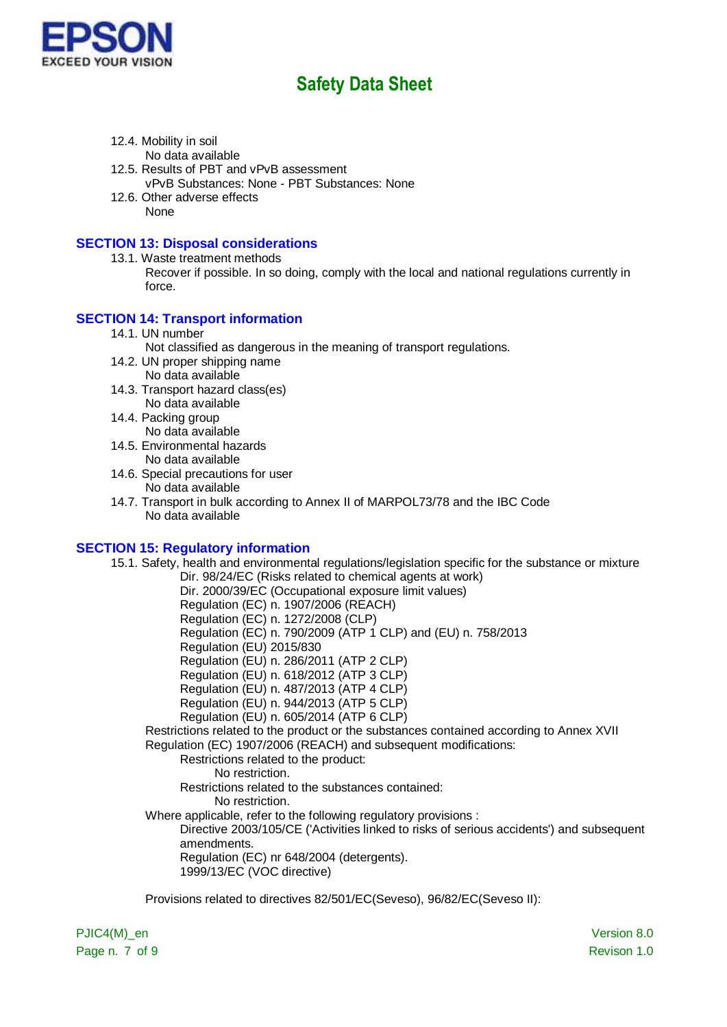12.4. Mobility in soil

No data available

12.5. Results of PBT and vPvB assessment

vPvB Substances: None - PBT Substances: None

12.6. Other adverse effects

None

## SECTION 13: Disposal considerations

13.1. Waste treatment methods

Recover if possible. In so doing, comply with the local and national regulations currently in force.

## SECTION 14: Transport information

14.1. UN number

Not classified as dangerous in the meaning of transport regulations.

14.2. UN proper shipping name

No data available

14.3. Transport hazard class(es)

No data available

14.4. Packing group

No data available

14.5. Environmental hazards

No data available

14.6. Special precautions for user

No data available

14.7. Transport in bulk according to Annex II of MARPOL73/78 and the IBC Code

No data available

## SECTION 15: Regulatory information

15.1. Safety, health and environmental regulations/legislation specific for the substance or mixture

Dir. 98/24/EC (Risks related to chemical agents at work)
Dir. 2000/39/EC (Occupational exposure limit values)
Regulation (EC) n. 1907/2006 (REACH)
Regulation (EC) n. 1272/2008 (CLP)
Regulation (EC) n. 790/2009 (ATP 1 CLP) and (EU) n. 758/2013
Regulation (EU) 2015/830
Regulation (EU) n. 286/2011 (ATP 2 CLP)
Regulation (EU) n. 618/2012 (ATP 3 CLP)
Regulation (EU) n. 487/2013 (ATP 4 CLP)
Regulation (EU) n. 944/2013 (ATP 5 CLP)
Regulation (EU) n. 605/2014 (ATP 6 CLP)

Restrictions related to the product or the substances contained according to Annex XVII Regulation (EC) 1907/2006 (REACH) and subsequent modifications:

Restrictions related to the product:

No restriction.

Restrictions related to the substances contained:

No restriction.

Where applicable, refer to the following regulatory provisions :

Directive 2003/105/CE ('Activities linked to risks of serious accidents') and subsequent amendments.
Regulation (EC) nr 648/2004 (detergents).
1999/13/EC (VOC directive)

Provisions related to directives 82/501/EC(Seveso), 96/82/EC(Seveso II):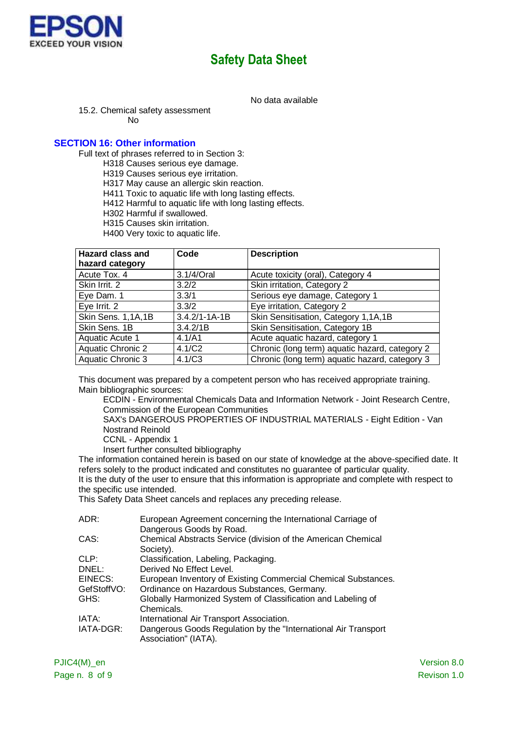No data available

15.2. Chemical safety assessment

No

## SECTION 16: Other information

Full text of phrases referred to in Section 3:

H318 Causes serious eye damage.
H319 Causes serious eye irritation.
H317 May cause an allergic skin reaction.
H411 Toxic to aquatic life with long lasting effects.
H412 Harmful to aquatic life with long lasting effects.
H302 Harmful if swallowed.
H315 Causes skin irritation.
H400 Very toxic to aquatic life.

| Hazard class and hazard category | Code | Description |
|---|---|---|
| Acute Tox. 4 | 3.1/4/Oral | Acute toxicity (oral), Category 4 |
| Skin Irrit. 2 | 3.2/2 | Skin irritation, Category 2 |
| Eye Dam. 1 | 3.3/1 | Serious eye damage, Category 1 |
| Eye Irrit. 2 | 3.3/2 | Eye irritation, Category 2 |
| Skin Sens. 1,1A,1B | 3.4.2/1-1A-1B | Skin Sensitisation, Category 1,1A,1B |
| Skin Sens. 1B | 3.4.2/1B | Skin Sensitisation, Category 1B |
| Aquatic Acute 1 | 4.1/A1 | Acute aquatic hazard, category 1 |
| Aquatic Chronic 2 | 4.1/C2 | Chronic (long term) aquatic hazard, category 2 |
| Aquatic Chronic 3 | 4.1/C3 | Chronic (long term) aquatic hazard, category 3 |

This document was prepared by a competent person who has received appropriate training.
Main bibliographic sources:

ECDIN - Environmental Chemicals Data and Information Network - Joint Research Centre, Commission of the European Communities
SAX's DANGEROUS PROPERTIES OF INDUSTRIAL MATERIALS - Eight Edition - Van Nostrand Reinold
CCNL - Appendix 1
Insert further consulted bibliography

The information contained herein is based on our state of knowledge at the above-specified date. It refers solely to the product indicated and constitutes no guarantee of particular quality.
It is the duty of the user to ensure that this information is appropriate and complete with respect to the specific use intended.
This Safety Data Sheet cancels and replaces any preceding release.

| | |
|---|---|
| ADR: | European Agreement concerning the International Carriage of Dangerous Goods by Road. |
| CAS: | Chemical Abstracts Service (division of the American Chemical Society). |
| CLP: | Classification, Labeling, Packaging. |
| DNEL: | Derived No Effect Level. |
| EINECS: | European Inventory of Existing Commercial Chemical Substances. |
| GefStoffVO: | Ordinance on Hazardous Substances, Germany. |
| GHS: | Globally Harmonized System of Classification and Labeling of Chemicals. |
| IATA: | International Air Transport Association. |
| IATA-DGR: | Dangerous Goods Regulation by the "International Air Transport Association" (IATA). |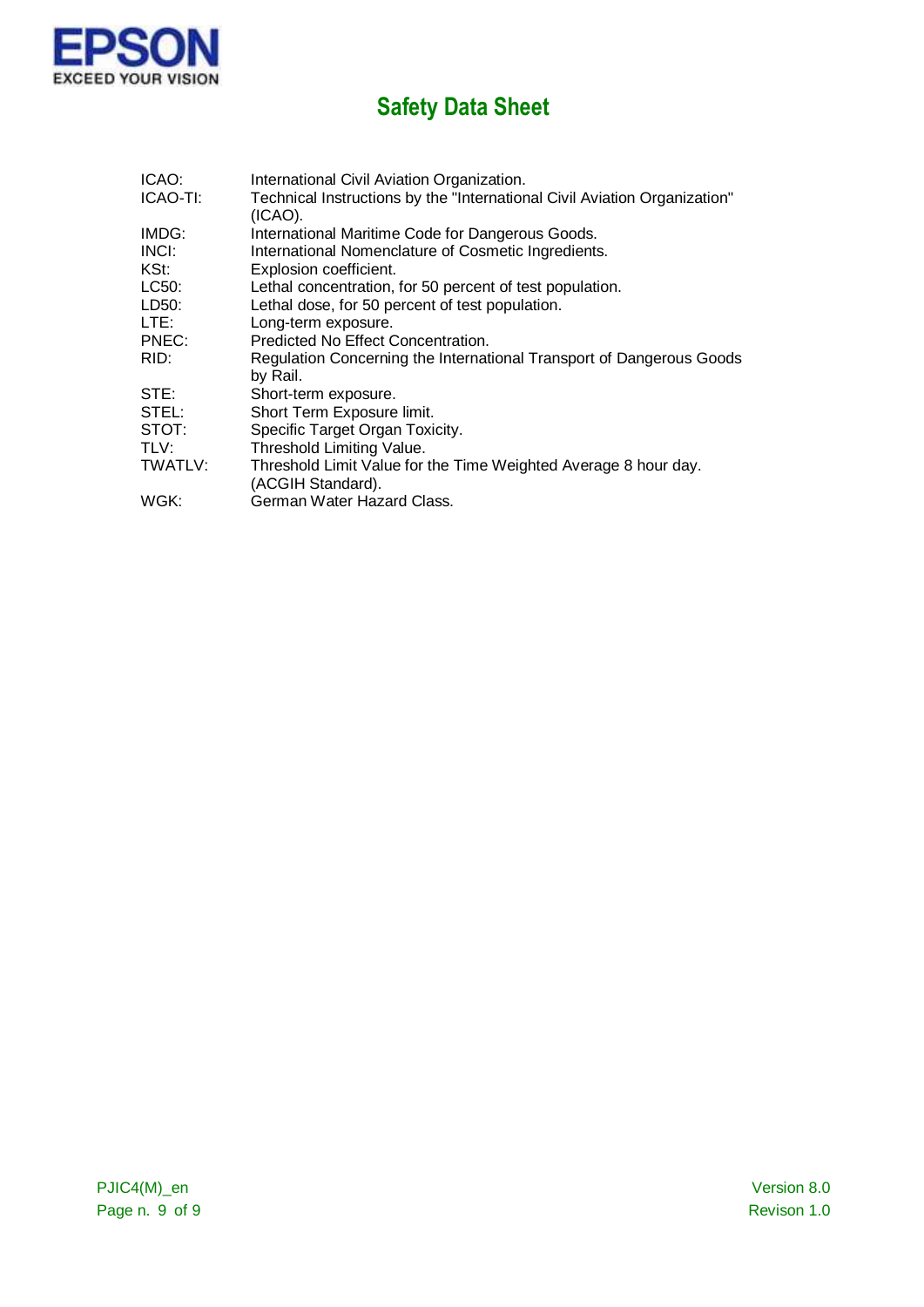| | |
|---|---|
| ICAO: | International Civil Aviation Organization. |
| ICAO-TI: | Technical Instructions by the "International Civil Aviation Organization" (ICAO). |
| IMDG: | International Maritime Code for Dangerous Goods. |
| INCI: | International Nomenclature of Cosmetic Ingredients. |
| KSt: | Explosion coefficient. |
| LC50: | Lethal concentration, for 50 percent of test population. |
| LD50: | Lethal dose, for 50 percent of test population. |
| LTE: | Long-term exposure. |
| PNEC: | Predicted No Effect Concentration. |
| RID: | Regulation Concerning the International Transport of Dangerous Goods by Rail. |
| STE: | Short-term exposure. |
| STEL: | Short Term Exposure limit. |
| STOT: | Specific Target Organ Toxicity. |
| TLV: | Threshold Limiting Value. |
| TWATLV: | Threshold Limit Value for the Time Weighted Average 8 hour day. (ACGIH Standard). |
| WGK: | German Water Hazard Class. |